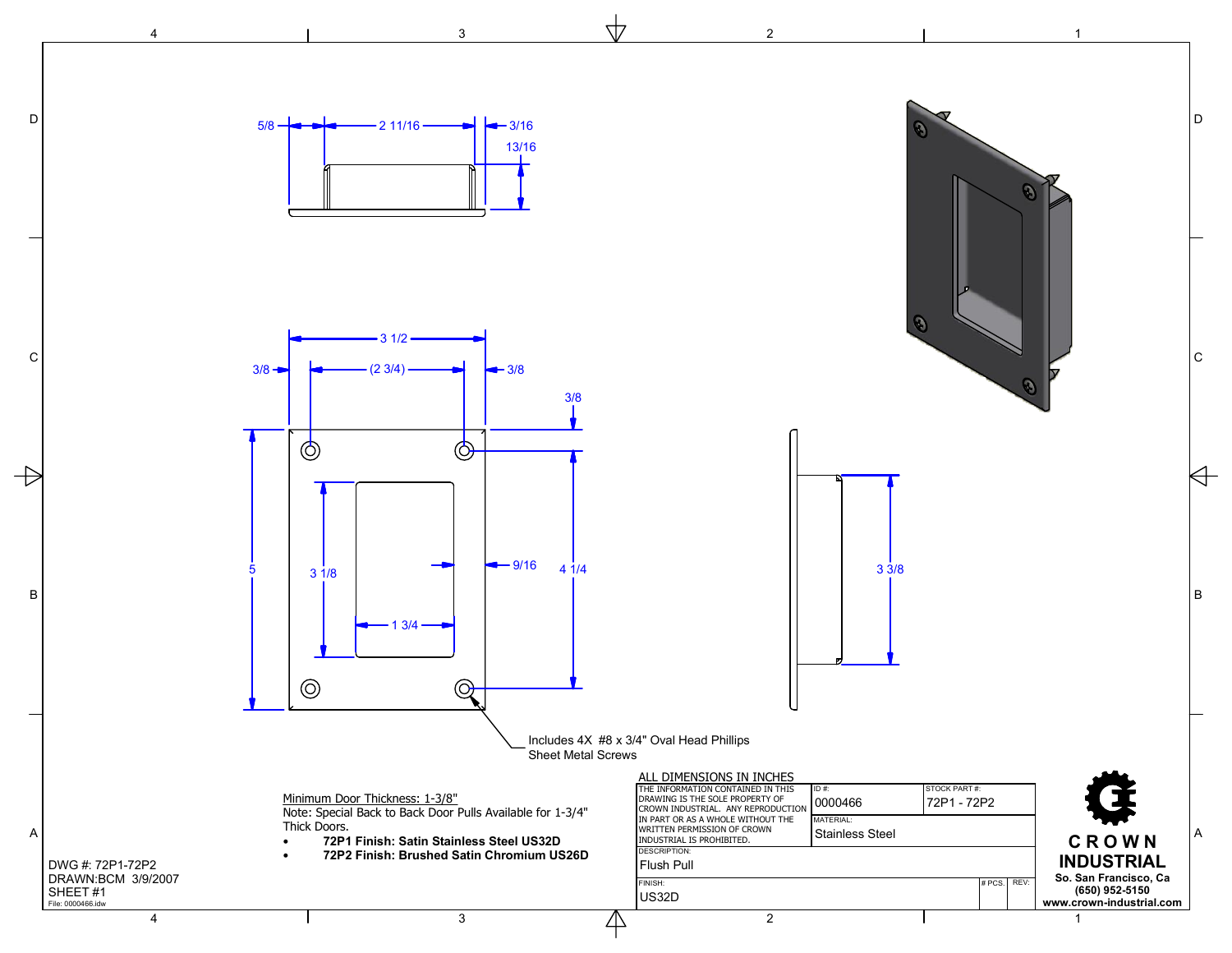Includes 4X #8 x 3/4" Oval Head Phillips Sheet Metal Screws

Minimum Door Thickness: 1-3/8"

Note: Special Back to Back Door Pulls Available for 1-3/4" Thick Doors.

- **72P1 Finish: Satin Stainless Steel US32D**
- **72P2 Finish: Brushed Satin Chromium US26D**

DWG #: 72P1-72P2
DRAWN:BCM 3/9/2007
SHEET #1
File: 0000466.idw

ALL DIMENSIONS IN INCHES

| THE INFORMATION CONTAINED IN THIS DRAWING IS THE SOLE PROPERTY OF CROWN INDUSTRIAL. ANY REPRODUCTION IN PART OR AS A WHOLE WITHOUT THE WRITTEN PERMISSION OF CROWN INDUSTRIAL IS PROHIBITED. | ID #: 0000466 | STOCK PART #: 72P1 - 72P2 | | |
|---|---|---|---|---|
| | MATERIAL: Stainless Steel | | | |
| DESCRIPTION: Flush Pull | | | | |
| FINISH: US32D | | | # PCS. | REV: |

**CROWN INDUSTRIAL**
So. San Francisco, Ca
(650) 952-5150
www.crown-industrial.com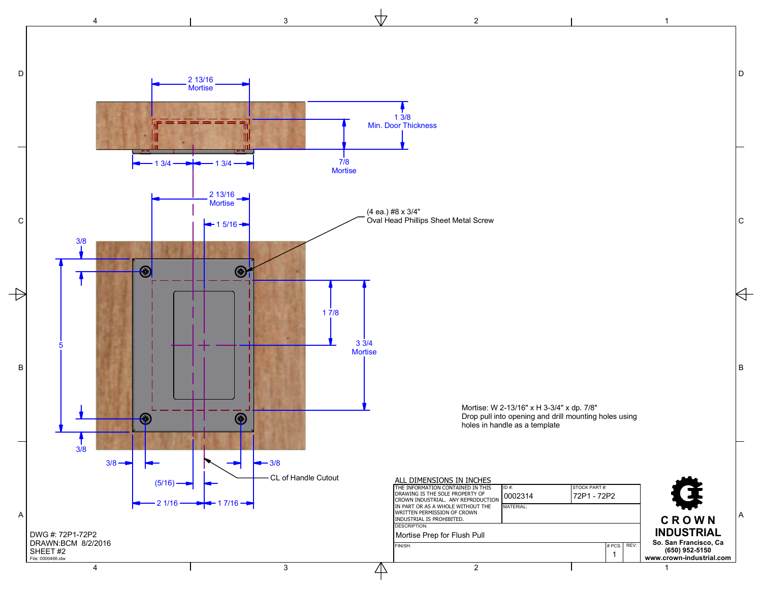2 13/16
Mortise

1 3/8
Min. Door Thickness

7/8
Mortise

1 3/4

1 3/4

2 13/16
Mortise

1 5/16

(4 ea.) #8 x 3/4"
Oval Head Phillips Sheet Metal Screw

3/8

5

3/8

1 7/8

3 3/4
Mortise

3/8

3/8

(5/16)

2 1/16

1 7/16

CL of Handle Cutout

Mortise: W 2-13/16" x H 3-3/4" x dp. 7/8"
Drop pull into opening and drill mounting holes using holes in handle as a template

ALL DIMENSIONS IN INCHES

| | | |
|---|---|---|
| THE INFORMATION CONTAINED IN THIS DRAWING IS THE SOLE PROPERTY OF CROWN INDUSTRIAL. ANY REPRODUCTION IN PART OR AS A WHOLE WITHOUT THE WRITTEN PERMISSION OF CROWN INDUSTRIAL IS PROHIBITED. | ID #: 0002314 | STOCK PART #: 72P1 - 72P2 |
| | MATERIAL: | |
| DESCRIPTION: Mortise Prep for Flush Pull | | |
| FINISH: | # PCS. 1 | REV: |

CROWN INDUSTRIAL
So. San Francisco, Ca
(650) 952-5150
www.crown-industrial.com

DWG #: 72P1-72P2
DRAWN:BCM 8/2/2016
SHEET #2
File: 0000466.idw